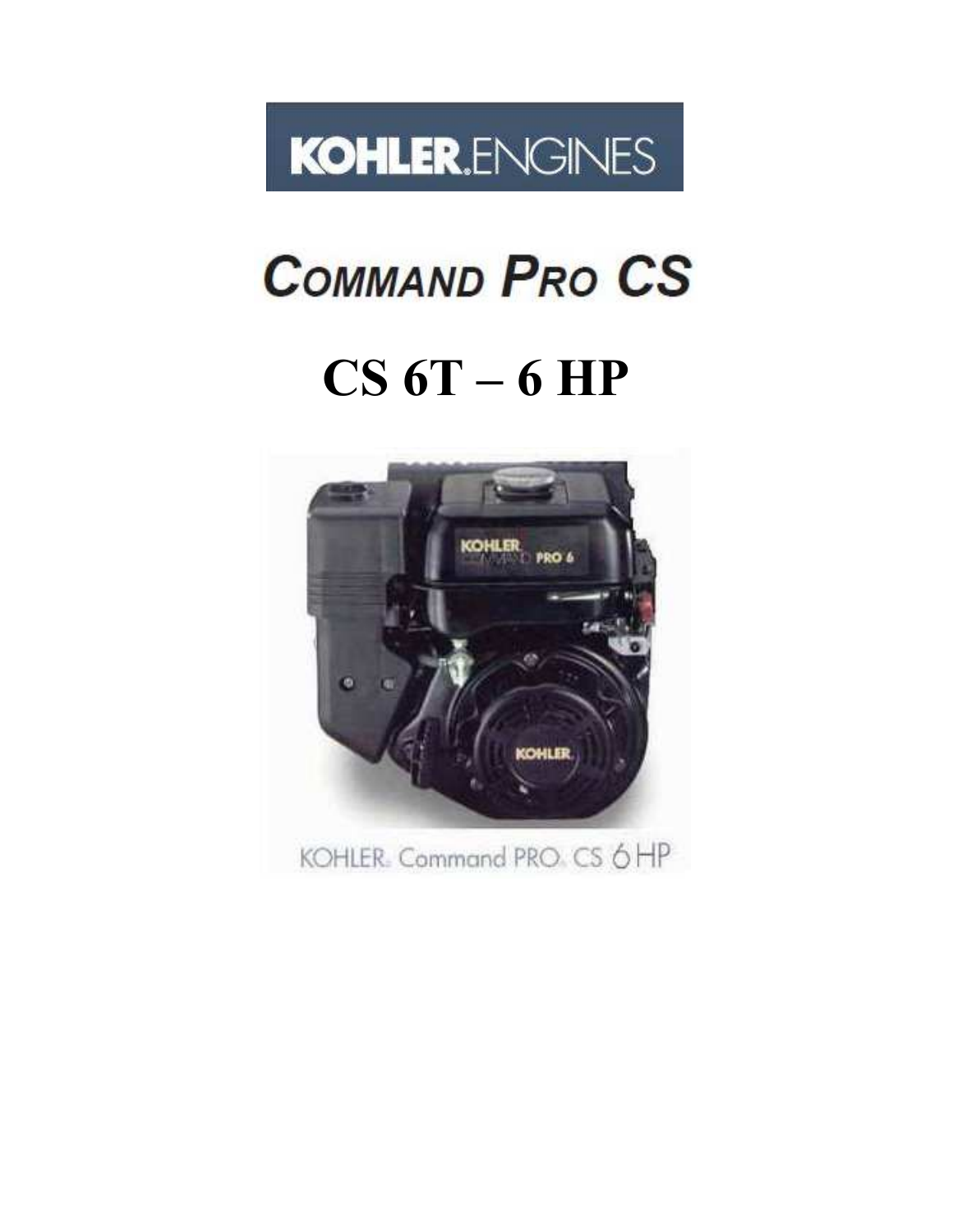KOHLER.ENGINES

# COMMAND PRO CS

# CS 6T – 6 HP

KOHLER. Command PRO. CS 6 HP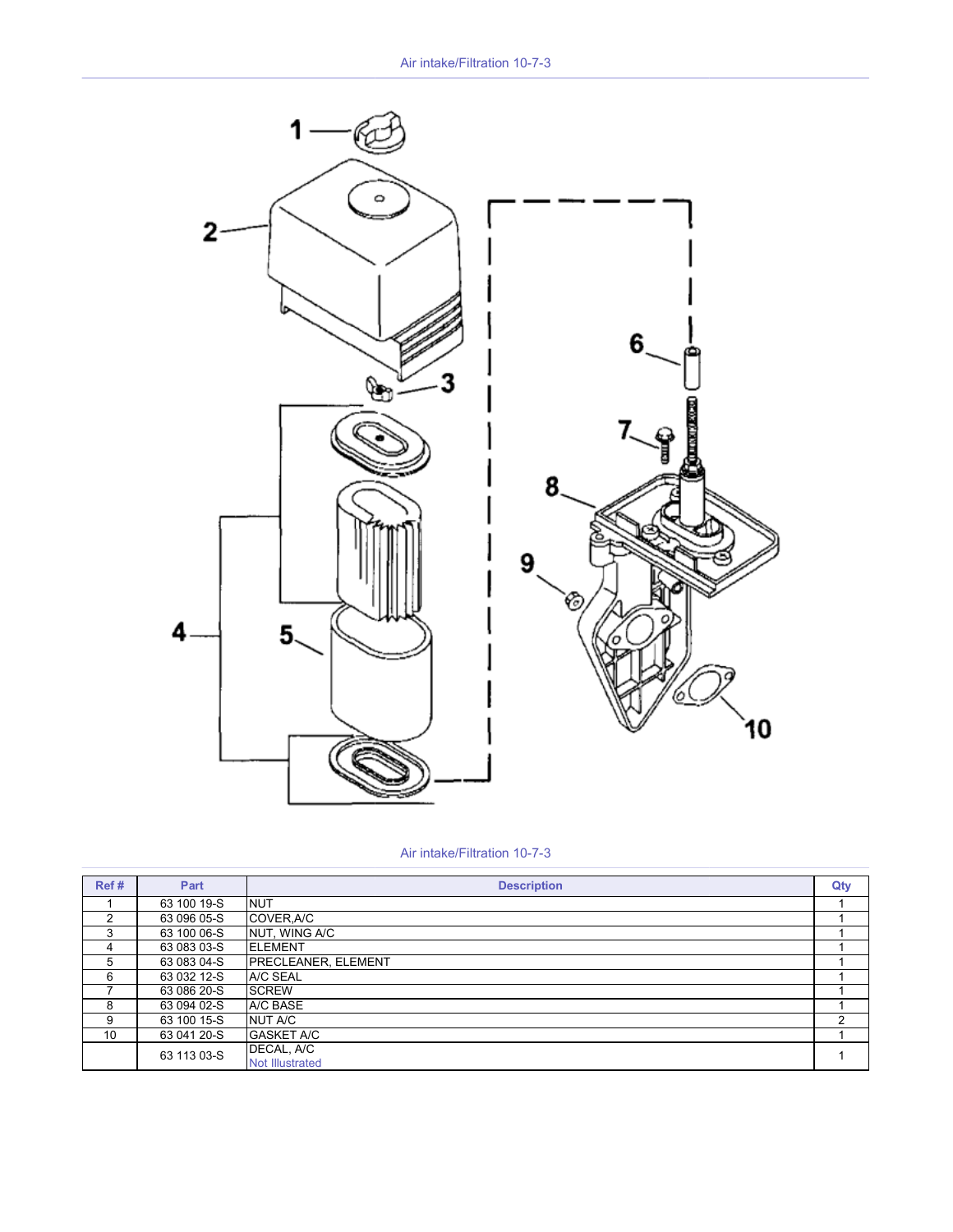Air intake/Filtration 10-7-3

Air intake/Filtration 10-7-3

| Ref # | Part | Description | Qty |
|---|---|---|---|
| 1 | 63 100 19-S | NUT | 1 |
| 2 | 63 096 05-S | COVER,A/C | 1 |
| 3 | 63 100 06-S | NUT, WING A/C | 1 |
| 4 | 63 083 03-S | ELEMENT | 1 |
| 5 | 63 083 04-S | PRECLEANER, ELEMENT | 1 |
| 6 | 63 032 12-S | A/C SEAL | 1 |
| 7 | 63 086 20-S | SCREW | 1 |
| 8 | 63 094 02-S | A/C BASE | 1 |
| 9 | 63 100 15-S | NUT A/C | 2 |
| 10 | 63 041 20-S | GASKET A/C | 1 |
| | 63 113 03-S | DECAL, A/C Not Illustrated | 1 |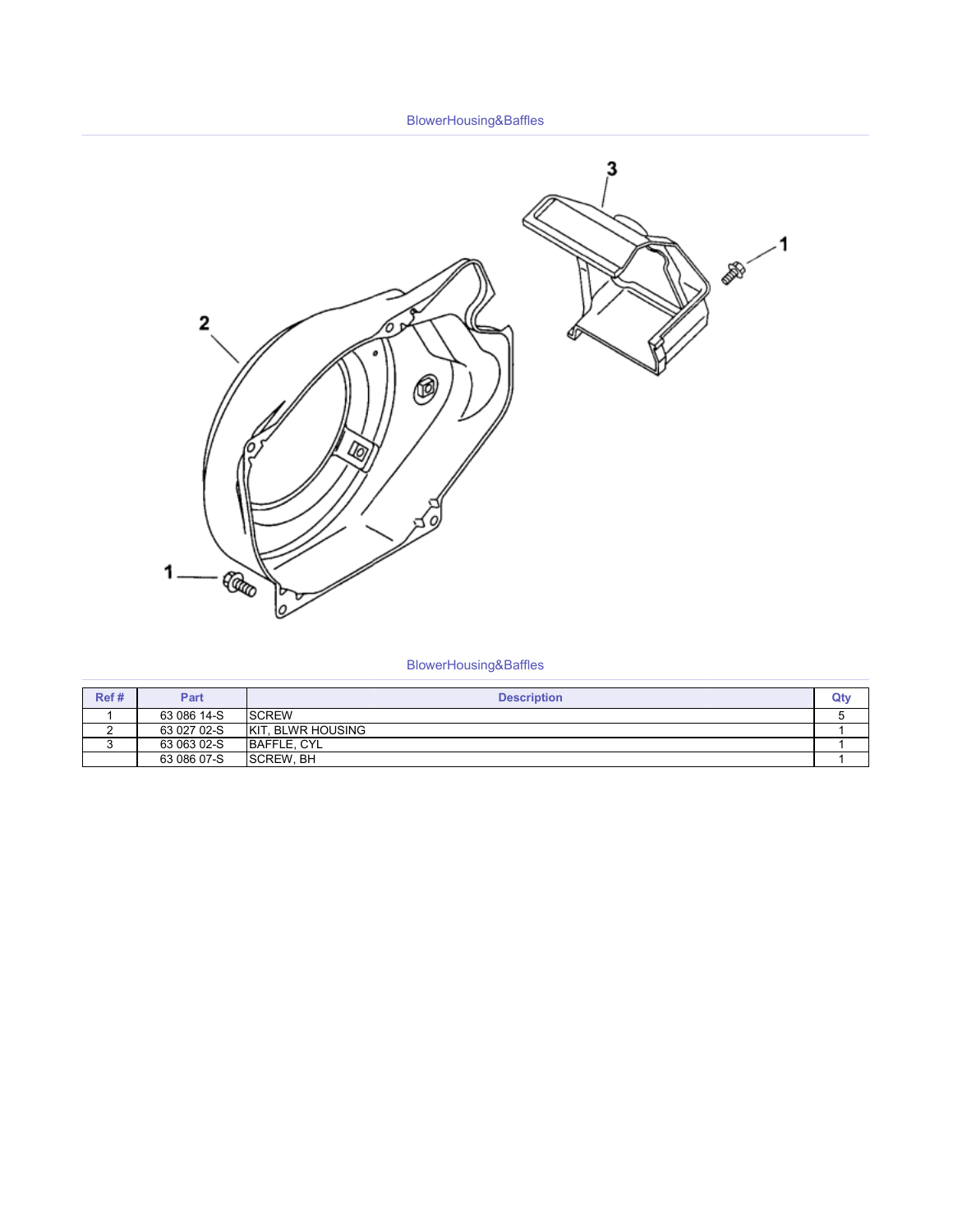## BlowerHousing&Baffles

## BlowerHousing&Baffles

| Ref # | Part | Description | Qty |
|---|---|---|---|
| 1 | 63 086 14-S | SCREW | 5 |
| 2 | 63 027 02-S | KIT, BLWR HOUSING | 1 |
| 3 | 63 063 02-S | BAFFLE, CYL | 1 |
| | 63 086 07-S | SCREW, BH | 1 |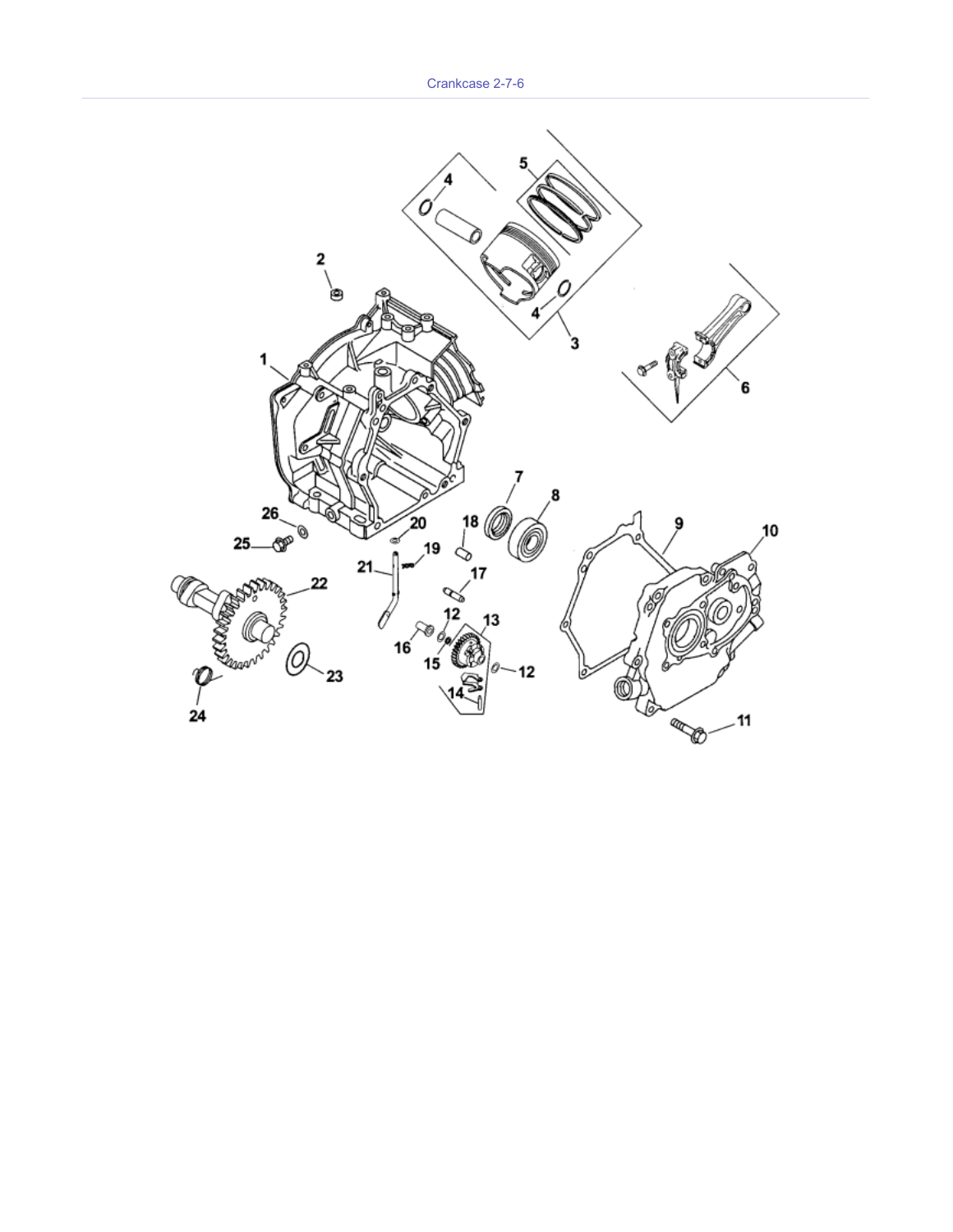# Crankcase 2-7-6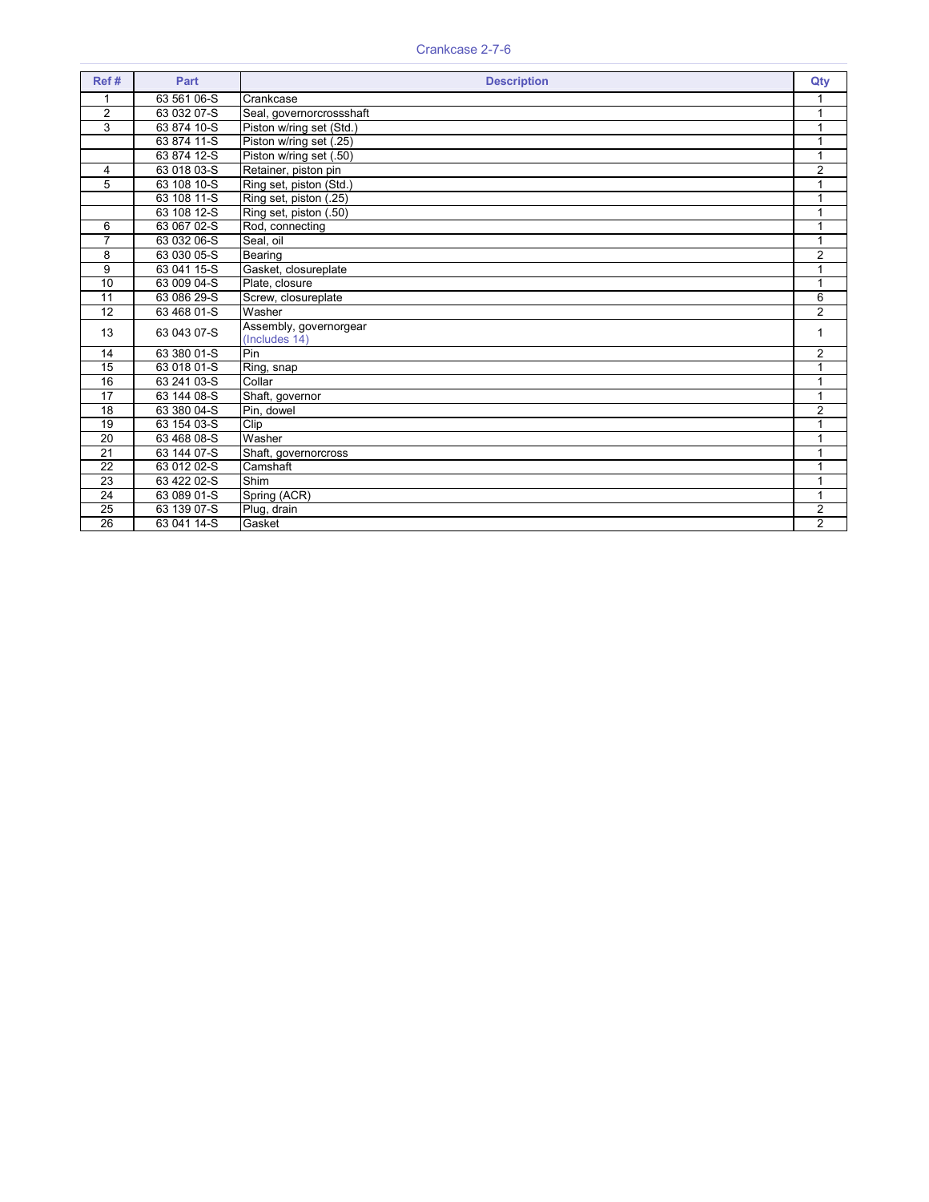## Crankcase 2-7-6

| Ref # | Part | Description | Qty |
|---|---|---|---|
| 1 | 63 561 06-S | Crankcase | 1 |
| 2 | 63 032 07-S | Seal, governorcrossshaft | 1 |
| 3 | 63 874 10-S | Piston w/ring set (Std.) | 1 |
| | 63 874 11-S | Piston w/ring set (.25) | 1 |
| | 63 874 12-S | Piston w/ring set (.50) | 1 |
| 4 | 63 018 03-S | Retainer, piston pin | 2 |
| 5 | 63 108 10-S | Ring set, piston (Std.) | 1 |
| | 63 108 11-S | Ring set, piston (.25) | 1 |
| | 63 108 12-S | Ring set, piston (.50) | 1 |
| 6 | 63 067 02-S | Rod, connecting | 1 |
| 7 | 63 032 06-S | Seal, oil | 1 |
| 8 | 63 030 05-S | Bearing | 2 |
| 9 | 63 041 15-S | Gasket, closureplate | 1 |
| 10 | 63 009 04-S | Plate, closure | 1 |
| 11 | 63 086 29-S | Screw, closureplate | 6 |
| 12 | 63 468 01-S | Washer | 2 |
| 13 | 63 043 07-S | Assembly, governorgear (Includes 14) | 1 |
| 14 | 63 380 01-S | Pin | 2 |
| 15 | 63 018 01-S | Ring, snap | 1 |
| 16 | 63 241 03-S | Collar | 1 |
| 17 | 63 144 08-S | Shaft, governor | 1 |
| 18 | 63 380 04-S | Pin, dowel | 2 |
| 19 | 63 154 03-S | Clip | 1 |
| 20 | 63 468 08-S | Washer | 1 |
| 21 | 63 144 07-S | Shaft, governorcross | 1 |
| 22 | 63 012 02-S | Camshaft | 1 |
| 23 | 63 422 02-S | Shim | 1 |
| 24 | 63 089 01-S | Spring (ACR) | 1 |
| 25 | 63 139 07-S | Plug, drain | 2 |
| 26 | 63 041 14-S | Gasket | 2 |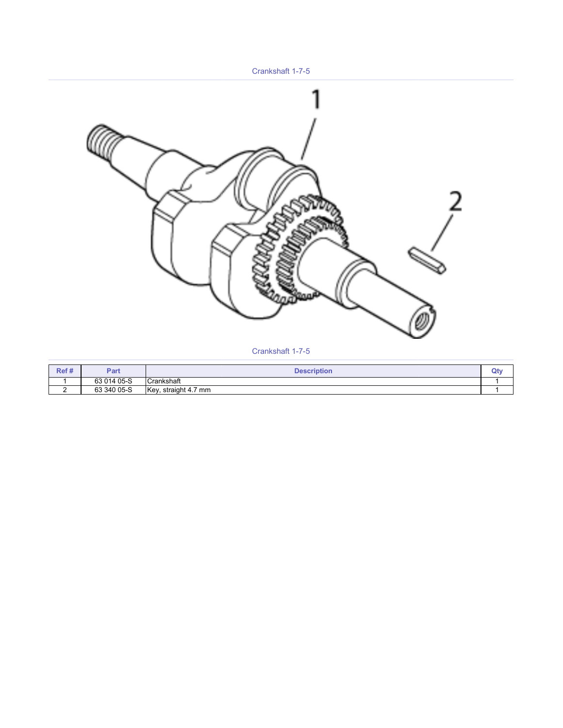Crankshaft 1-7-5

Crankshaft 1-7-5

| Ref # | Part | Description | Qty |
|---|---|---|---|
| 1 | 63 014 05-S | Crankshaft | 1 |
| 2 | 63 340 05-S | Key, straight 4.7 mm | 1 |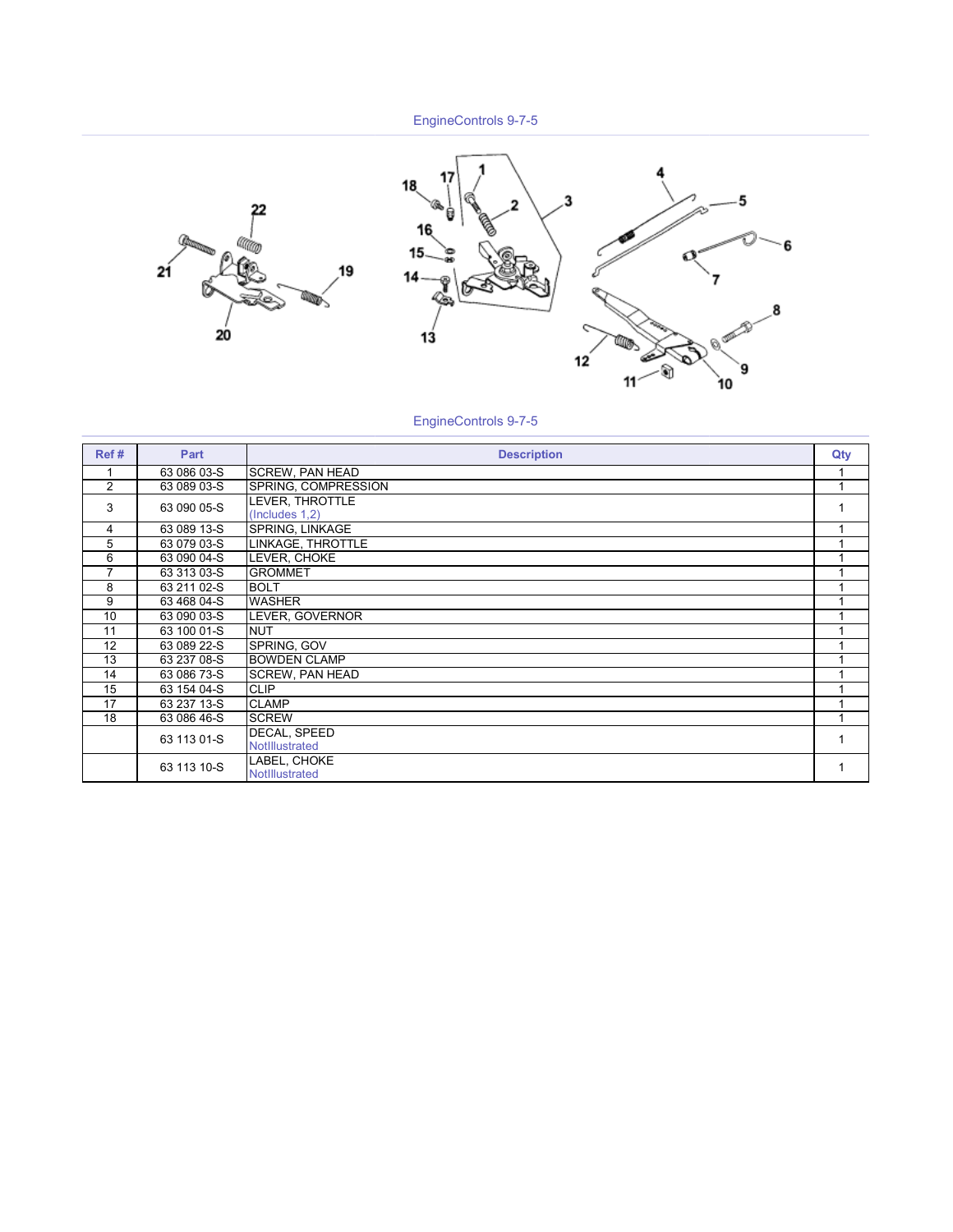EngineControls 9-7-5

EngineControls 9-7-5

| Ref # | Part | Description | Qty |
|---|---|---|---|
| 1 | 63 086 03-S | SCREW, PAN HEAD | 1 |
| 2 | 63 089 03-S | SPRING, COMPRESSION | 1 |
| 3 | 63 090 05-S | LEVER, THROTTLE (Includes 1,2) | 1 |
| 4 | 63 089 13-S | SPRING, LINKAGE | 1 |
| 5 | 63 079 03-S | LINKAGE, THROTTLE | 1 |
| 6 | 63 090 04-S | LEVER, CHOKE | 1 |
| 7 | 63 313 03-S | GROMMET | 1 |
| 8 | 63 211 02-S | BOLT | 1 |
| 9 | 63 468 04-S | WASHER | 1 |
| 10 | 63 090 03-S | LEVER, GOVERNOR | 1 |
| 11 | 63 100 01-S | NUT | 1 |
| 12 | 63 089 22-S | SPRING, GOV | 1 |
| 13 | 63 237 08-S | BOWDEN CLAMP | 1 |
| 14 | 63 086 73-S | SCREW, PAN HEAD | 1 |
| 15 | 63 154 04-S | CLIP | 1 |
| 17 | 63 237 13-S | CLAMP | 1 |
| 18 | 63 086 46-S | SCREW | 1 |
| | 63 113 01-S | DECAL, SPEED NotIllustrated | 1 |
| | 63 113 10-S | LABEL, CHOKE NotIllustrated | 1 |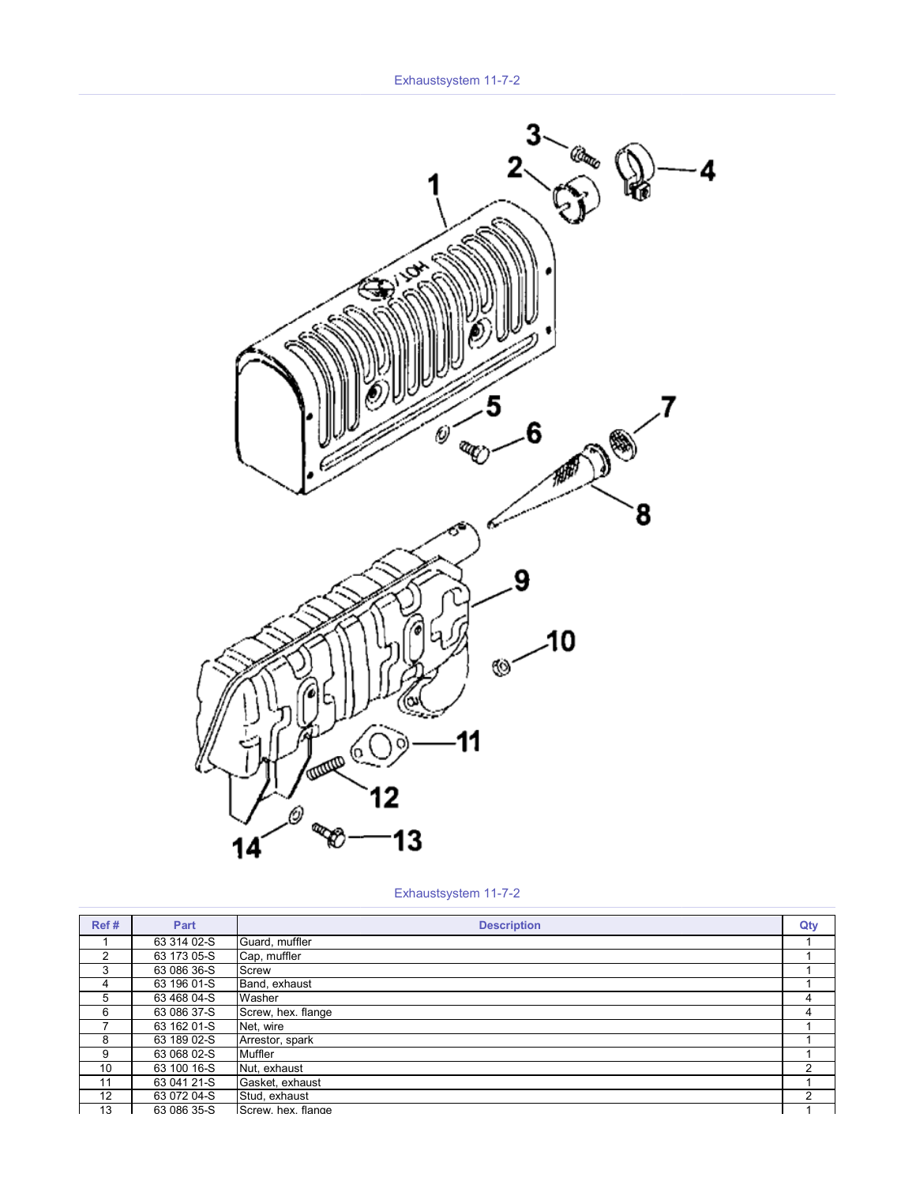Exhaustsystem 11-7-2

Exhaustsystem 11-7-2

| Ref # | Part | Description | Qty |
|---|---|---|---|
| 1 | 63 314 02-S | Guard, muffler | 1 |
| 2 | 63 173 05-S | Cap, muffler | 1 |
| 3 | 63 086 36-S | Screw | 1 |
| 4 | 63 196 01-S | Band, exhaust | 1 |
| 5 | 63 468 04-S | Washer | 4 |
| 6 | 63 086 37-S | Screw, hex. flange | 4 |
| 7 | 63 162 01-S | Net, wire | 1 |
| 8 | 63 189 02-S | Arrestor, spark | 1 |
| 9 | 63 068 02-S | Muffler | 1 |
| 10 | 63 100 16-S | Nut, exhaust | 2 |
| 11 | 63 041 21-S | Gasket, exhaust | 1 |
| 12 | 63 072 04-S | Stud, exhaust | 2 |
| 13 | 63 086 35-S | Screw, hex. flange | 1 |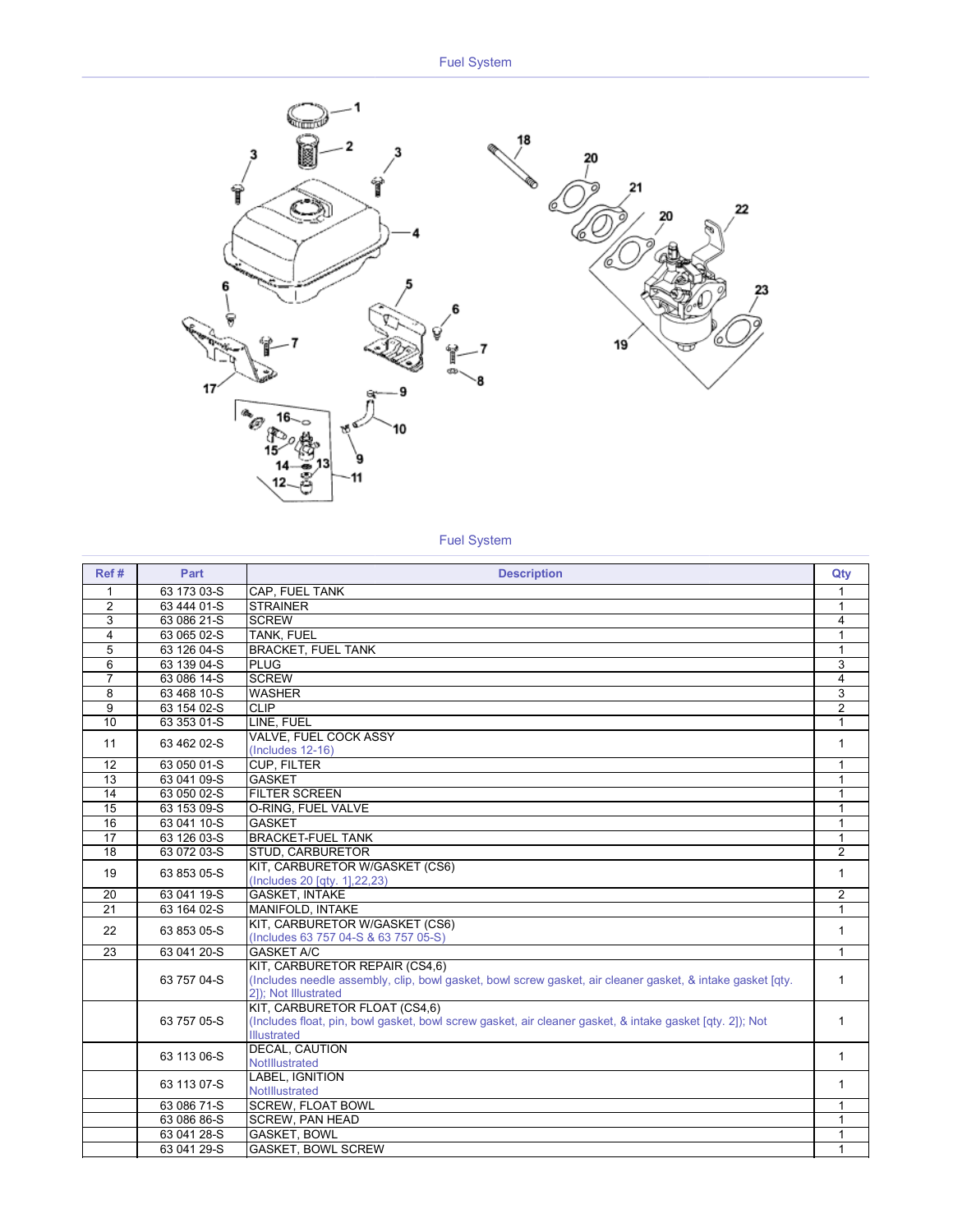## Fuel System

Fuel System

| Ref # | Part | Description | Qty |
|---|---|---|---|
| 1 | 63 173 03-S | CAP, FUEL TANK | 1 |
| 2 | 63 444 01-S | STRAINER | 1 |
| 3 | 63 086 21-S | SCREW | 4 |
| 4 | 63 065 02-S | TANK, FUEL | 1 |
| 5 | 63 126 04-S | BRACKET, FUEL TANK | 1 |
| 6 | 63 139 04-S | PLUG | 3 |
| 7 | 63 086 14-S | SCREW | 4 |
| 8 | 63 468 10-S | WASHER | 3 |
| 9 | 63 154 02-S | CLIP | 2 |
| 10 | 63 353 01-S | LINE, FUEL | 1 |
| 11 | 63 462 02-S | VALVE, FUEL COCK ASSY (Includes 12-16) | 1 |
| 12 | 63 050 01-S | CUP, FILTER | 1 |
| 13 | 63 041 09-S | GASKET | 1 |
| 14 | 63 050 02-S | FILTER SCREEN | 1 |
| 15 | 63 153 09-S | O-RING, FUEL VALVE | 1 |
| 16 | 63 041 10-S | GASKET | 1 |
| 17 | 63 126 03-S | BRACKET-FUEL TANK | 1 |
| 18 | 63 072 03-S | STUD, CARBURETOR | 2 |
| 19 | 63 853 05-S | KIT, CARBURETOR W/GASKET (CS6) (Includes 20 [qty. 1],22,23) | 1 |
| 20 | 63 041 19-S | GASKET, INTAKE | 2 |
| 21 | 63 164 02-S | MANIFOLD, INTAKE | 1 |
| 22 | 63 853 05-S | KIT, CARBURETOR W/GASKET (CS6) (Includes 63 757 04-S & 63 757 05-S) | 1 |
| 23 | 63 041 20-S | GASKET A/C | 1 |
| | 63 757 04-S | KIT, CARBURETOR REPAIR (CS4,6) (Includes needle assembly, clip, bowl gasket, bowl screw gasket, air cleaner gasket, & intake gasket [qty. 2]); Not Illustrated | 1 |
| | 63 757 05-S | KIT, CARBURETOR FLOAT (CS4,6) (Includes float, pin, bowl gasket, bowl screw gasket, air cleaner gasket, & intake gasket [qty. 2]); Not Illustrated | 1 |
| | 63 113 06-S | DECAL, CAUTION NotIllustrated | 1 |
| | 63 113 07-S | LABEL, IGNITION NotIllustrated | 1 |
| | 63 086 71-S | SCREW, FLOAT BOWL | 1 |
| | 63 086 86-S | SCREW, PAN HEAD | 1 |
| | 63 041 28-S | GASKET, BOWL | 1 |
| | 63 041 29-S | GASKET, BOWL SCREW | 1 |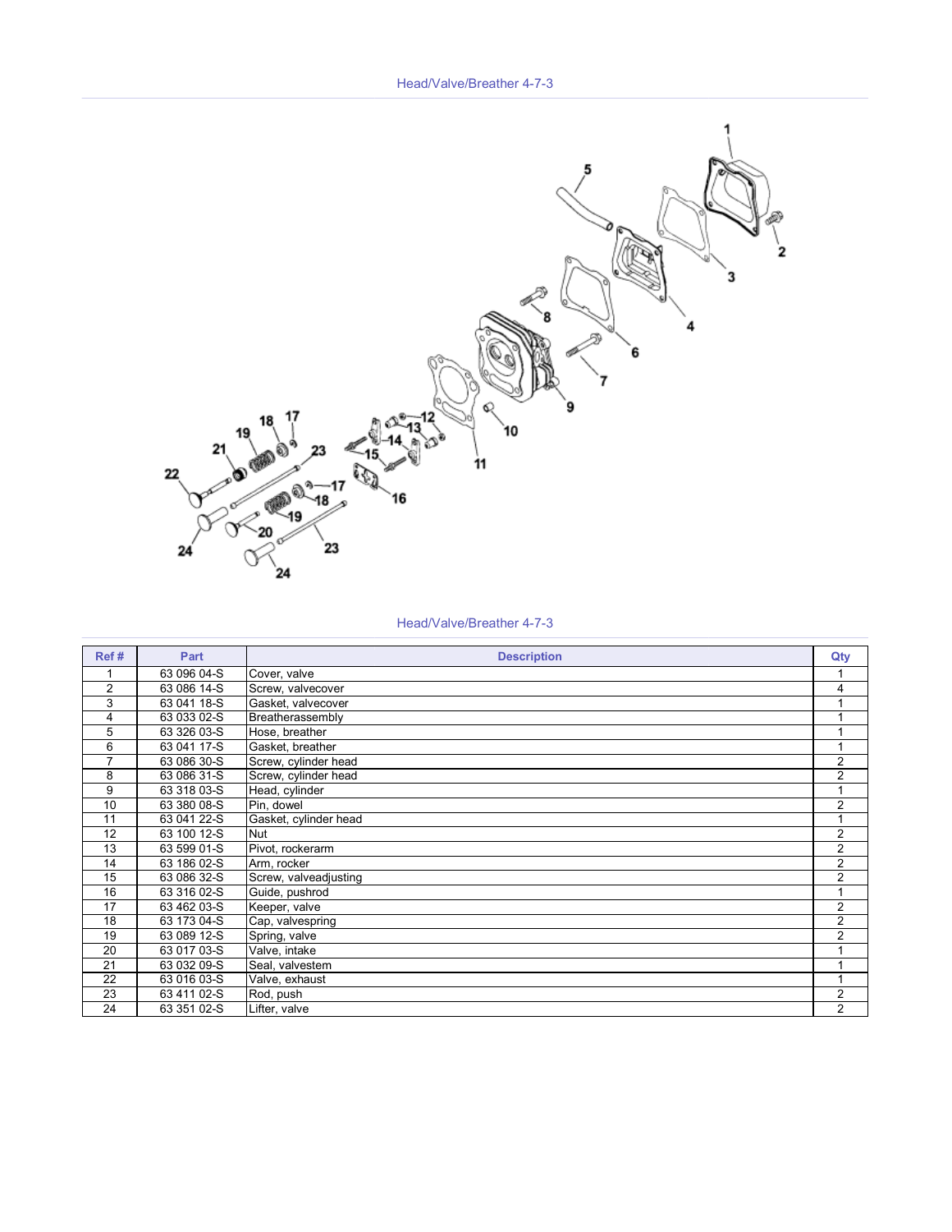## Head/Valve/Breather 4-7-3

## Head/Valve/Breather 4-7-3

| Ref # | Part | Description | Qty |
|---|---|---|---|
| 1 | 63 096 04-S | Cover, valve | 1 |
| 2 | 63 086 14-S | Screw, valvecover | 4 |
| 3 | 63 041 18-S | Gasket, valvecover | 1 |
| 4 | 63 033 02-S | Breatherassembly | 1 |
| 5 | 63 326 03-S | Hose, breather | 1 |
| 6 | 63 041 17-S | Gasket, breather | 1 |
| 7 | 63 086 30-S | Screw, cylinder head | 2 |
| 8 | 63 086 31-S | Screw, cylinder head | 2 |
| 9 | 63 318 03-S | Head, cylinder | 1 |
| 10 | 63 380 08-S | Pin, dowel | 2 |
| 11 | 63 041 22-S | Gasket, cylinder head | 1 |
| 12 | 63 100 12-S | Nut | 2 |
| 13 | 63 599 01-S | Pivot, rockerarm | 2 |
| 14 | 63 186 02-S | Arm, rocker | 2 |
| 15 | 63 086 32-S | Screw, valveadjusting | 2 |
| 16 | 63 316 02-S | Guide, pushrod | 1 |
| 17 | 63 462 03-S | Keeper, valve | 2 |
| 18 | 63 173 04-S | Cap, valvespring | 2 |
| 19 | 63 089 12-S | Spring, valve | 2 |
| 20 | 63 017 03-S | Valve, intake | 1 |
| 21 | 63 032 09-S | Seal, valvestem | 1 |
| 22 | 63 016 03-S | Valve, exhaust | 1 |
| 23 | 63 411 02-S | Rod, push | 2 |
| 24 | 63 351 02-S | Lifter, valve | 2 |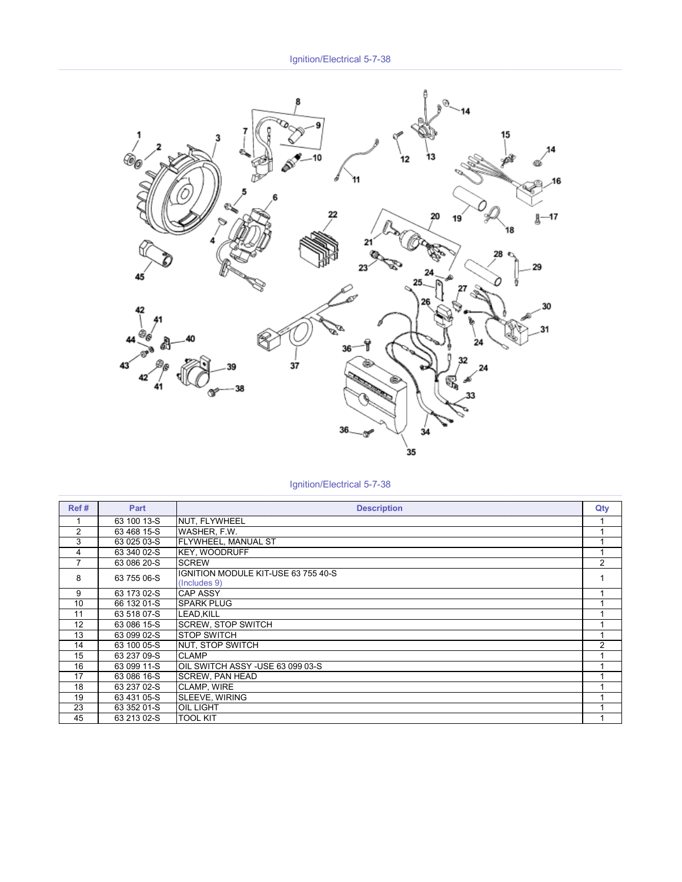Ignition/Electrical 5-7-38

Ignition/Electrical 5-7-38

| Ref # | Part | Description | Qty |
|---|---|---|---|
| 1 | 63 100 13-S | NUT, FLYWHEEL | 1 |
| 2 | 63 468 15-S | WASHER, F.W. | 1 |
| 3 | 63 025 03-S | FLYWHEEL, MANUAL ST | 1 |
| 4 | 63 340 02-S | KEY, WOODRUFF | 1 |
| 7 | 63 086 20-S | SCREW | 2 |
| 8 | 63 755 06-S | IGNITION MODULE KIT-USE 63 755 40-S (Includes 9) | 1 |
| 9 | 63 173 02-S | CAP ASSY | 1 |
| 10 | 66 132 01-S | SPARK PLUG | 1 |
| 11 | 63 518 07-S | LEAD,KILL | 1 |
| 12 | 63 086 15-S | SCREW, STOP SWITCH | 1 |
| 13 | 63 099 02-S | STOP SWITCH | 1 |
| 14 | 63 100 05-S | NUT, STOP SWITCH | 2 |
| 15 | 63 237 09-S | CLAMP | 1 |
| 16 | 63 099 11-S | OIL SWITCH ASSY -USE 63 099 03-S | 1 |
| 17 | 63 086 16-S | SCREW, PAN HEAD | 1 |
| 18 | 63 237 02-S | CLAMP, WIRE | 1 |
| 19 | 63 431 05-S | SLEEVE, WIRING | 1 |
| 23 | 63 352 01-S | OIL LIGHT | 1 |
| 45 | 63 213 02-S | TOOL KIT | 1 |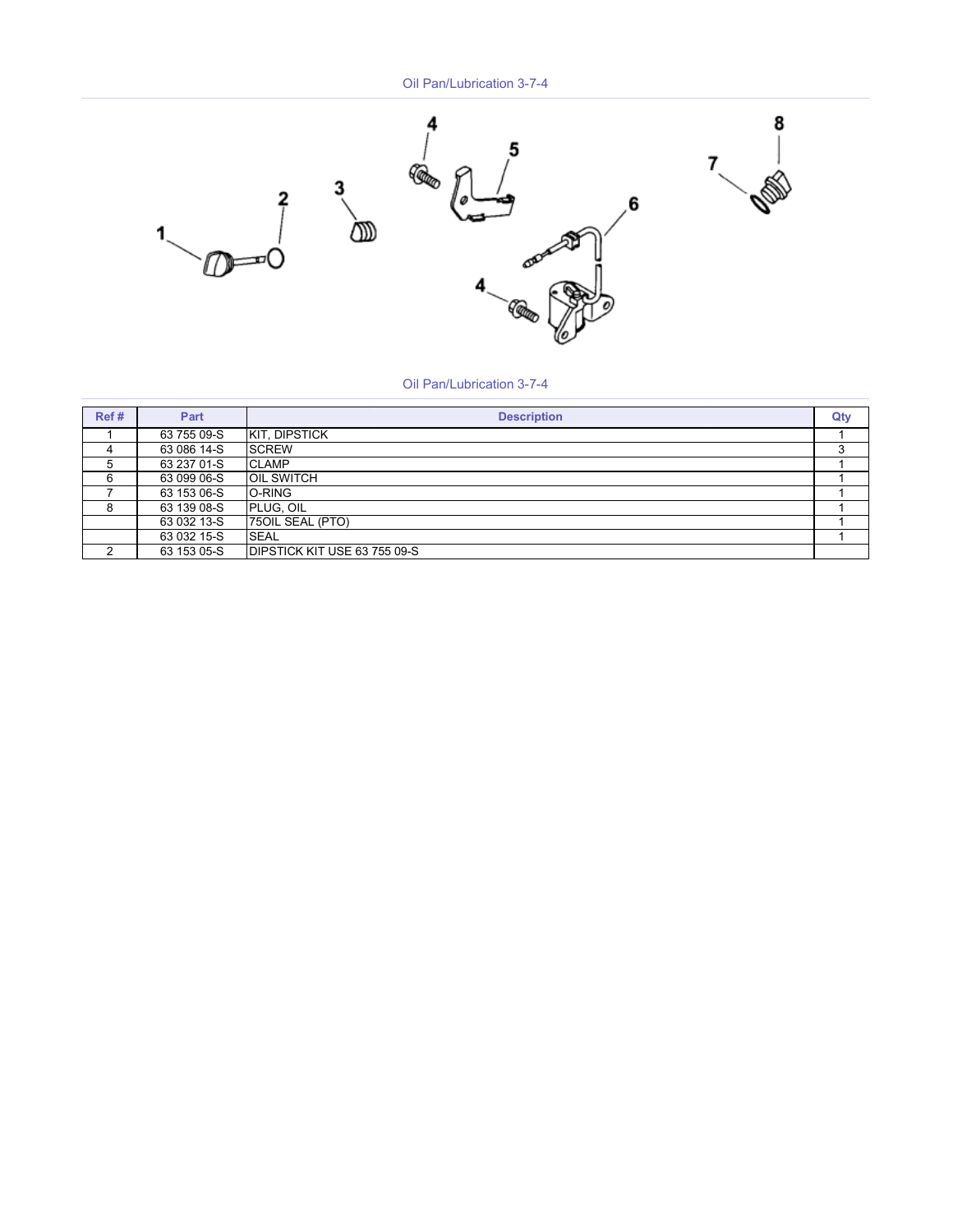## Oil Pan/Lubrication 3-7-4

## Oil Pan/Lubrication 3-7-4

| Ref # | Part | Description | Qty |
|---|---|---|---|
| 1 | 63 755 09-S | KIT, DIPSTICK | 1 |
| 4 | 63 086 14-S | SCREW | 3 |
| 5 | 63 237 01-S | CLAMP | 1 |
| 6 | 63 099 06-S | OIL SWITCH | 1 |
| 7 | 63 153 06-S | O-RING | 1 |
| 8 | 63 139 08-S | PLUG, OIL | 1 |
|  | 63 032 13-S | 75OIL SEAL (PTO) | 1 |
|  | 63 032 15-S | SEAL | 1 |
| 2 | 63 153 05-S | DIPSTICK KIT USE 63 755 09-S |  |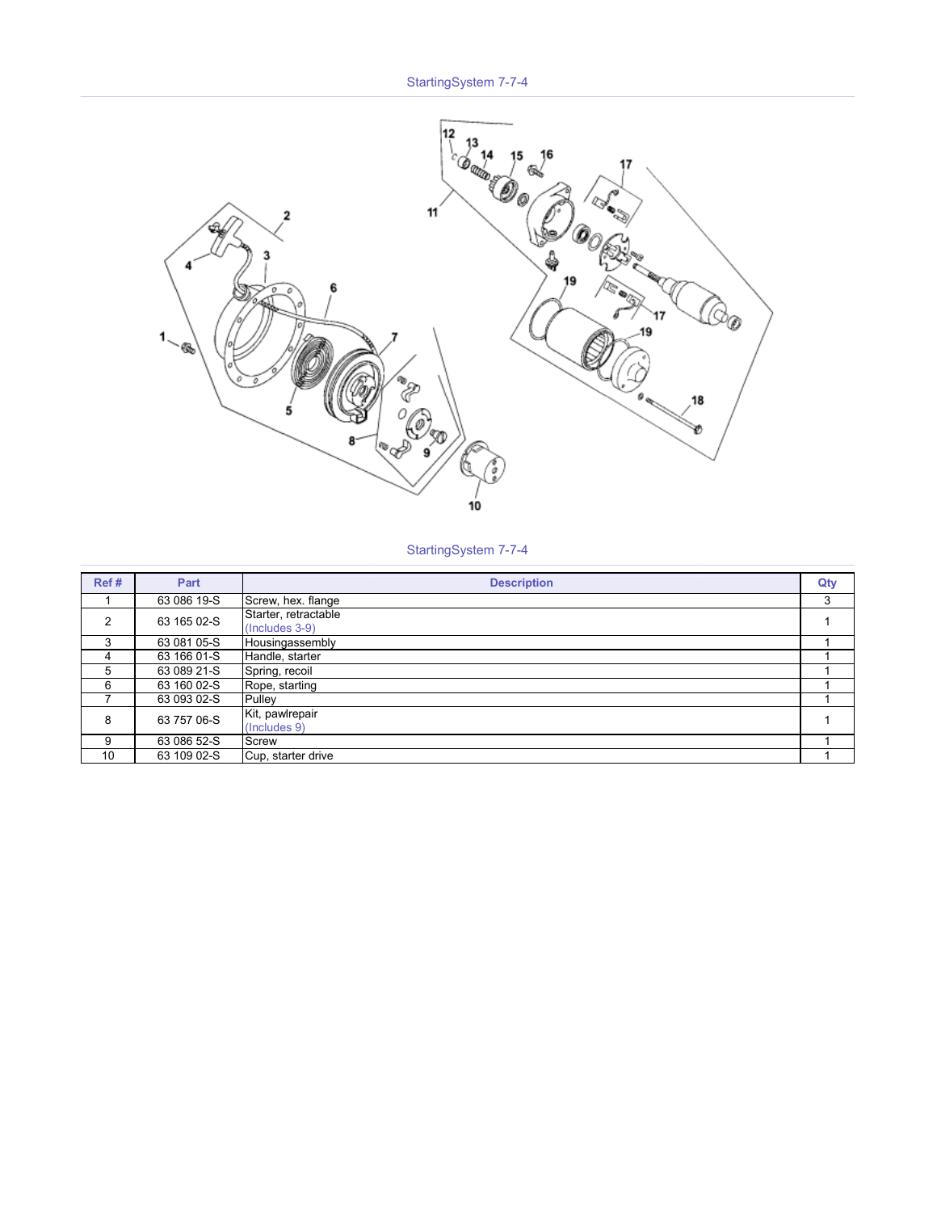StartingSystem 7-7-4

1
2
3
4
5
6
7
8
9
10
11
12
13
14
15
16
17
17
18
19
19

StartingSystem 7-7-4

| Ref # | Part | Description | Qty |
|---|---|---|---|
| 1 | 63 086 19-S | Screw, hex. flange | 3 |
| 2 | 63 165 02-S | Starter, retractable (Includes 3-9) | 1 |
| 3 | 63 081 05-S | Housingassembly | 1 |
| 4 | 63 166 01-S | Handle, starter | 1 |
| 5 | 63 089 21-S | Spring, recoil | 1 |
| 6 | 63 160 02-S | Rope, starting | 1 |
| 7 | 63 093 02-S | Pulley | 1 |
| 8 | 63 757 06-S | Kit, pawlrepair (Includes 9) | 1 |
| 9 | 63 086 52-S | Screw | 1 |
| 10 | 63 109 02-S | Cup, starter drive | 1 |